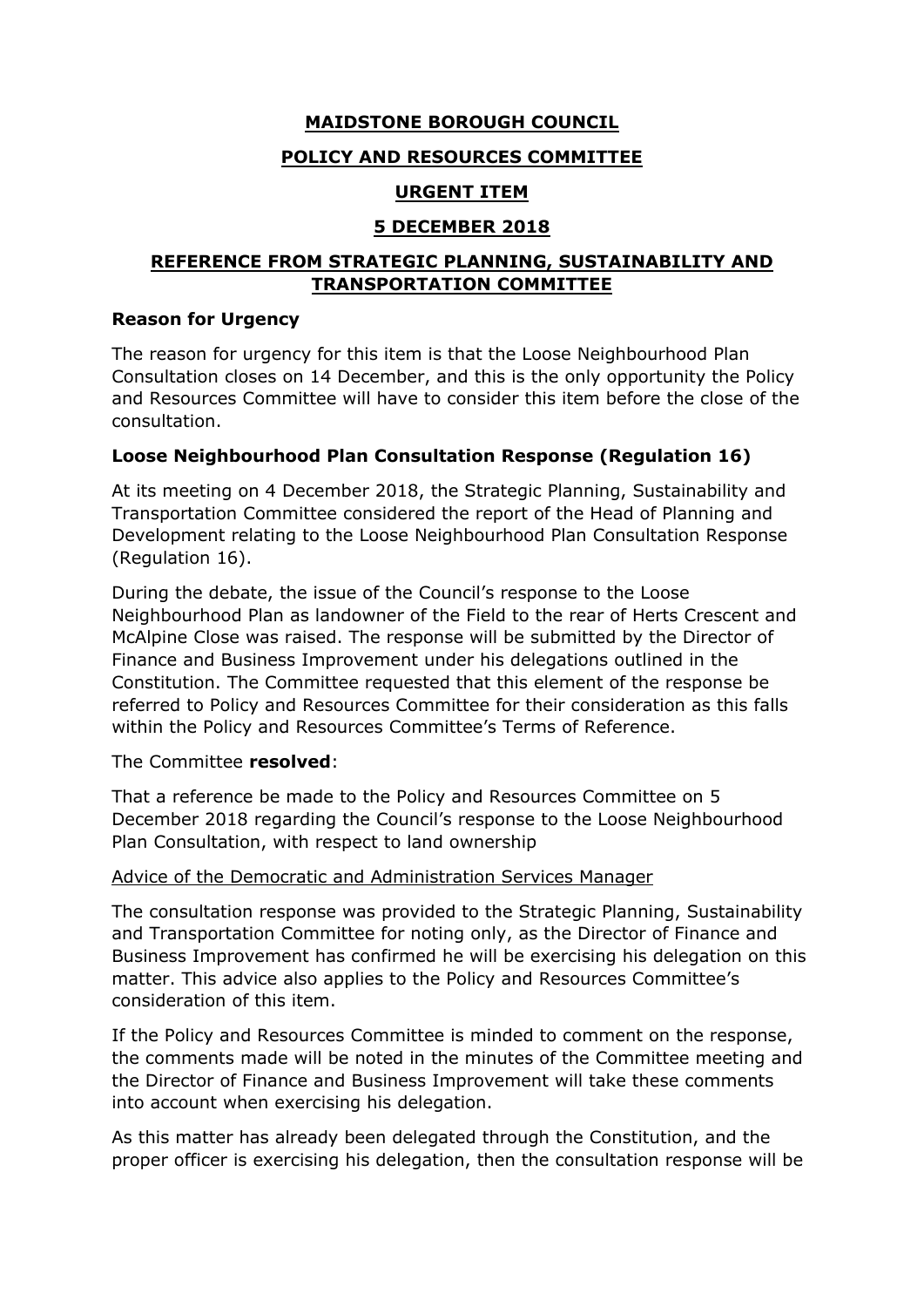# MAIDSTONE BOROUGH COUNCIL

## POLICY AND RESOURCES COMMITTEE

## URGENT ITEM

## 5 DECEMBER 2018

## REFERENCE FROM STRATEGIC PLANNING, SUSTAINABILITY AND TRANSPORTATION COMMITTEE

### Reason for Urgency

The reason for urgency for this item is that the Loose Neighbourhood Plan Consultation closes on 14 December, and this is the only opportunity the Policy and Resources Committee will have to consider this item before the close of the consultation.

### Loose Neighbourhood Plan Consultation Response (Regulation 16)

At its meeting on 4 December 2018, the Strategic Planning, Sustainability and Transportation Committee considered the report of the Head of Planning and Development relating to the Loose Neighbourhood Plan Consultation Response (Regulation 16).

During the debate, the issue of the Council's response to the Loose Neighbourhood Plan as landowner of the Field to the rear of Herts Crescent and McAlpine Close was raised. The response will be submitted by the Director of Finance and Business Improvement under his delegations outlined in the Constitution. The Committee requested that this element of the response be referred to Policy and Resources Committee for their consideration as this falls within the Policy and Resources Committee's Terms of Reference.

The Committee **resolved**:

That a reference be made to the Policy and Resources Committee on 5 December 2018 regarding the Council's response to the Loose Neighbourhood Plan Consultation, with respect to land ownership

<u>Advice of the Democratic and Administration Services Manager</u>

The consultation response was provided to the Strategic Planning, Sustainability and Transportation Committee for noting only, as the Director of Finance and Business Improvement has confirmed he will be exercising his delegation on this matter. This advice also applies to the Policy and Resources Committee's consideration of this item.

If the Policy and Resources Committee is minded to comment on the response, the comments made will be noted in the minutes of the Committee meeting and the Director of Finance and Business Improvement will take these comments into account when exercising his delegation.

As this matter has already been delegated through the Constitution, and the proper officer is exercising his delegation, then the consultation response will be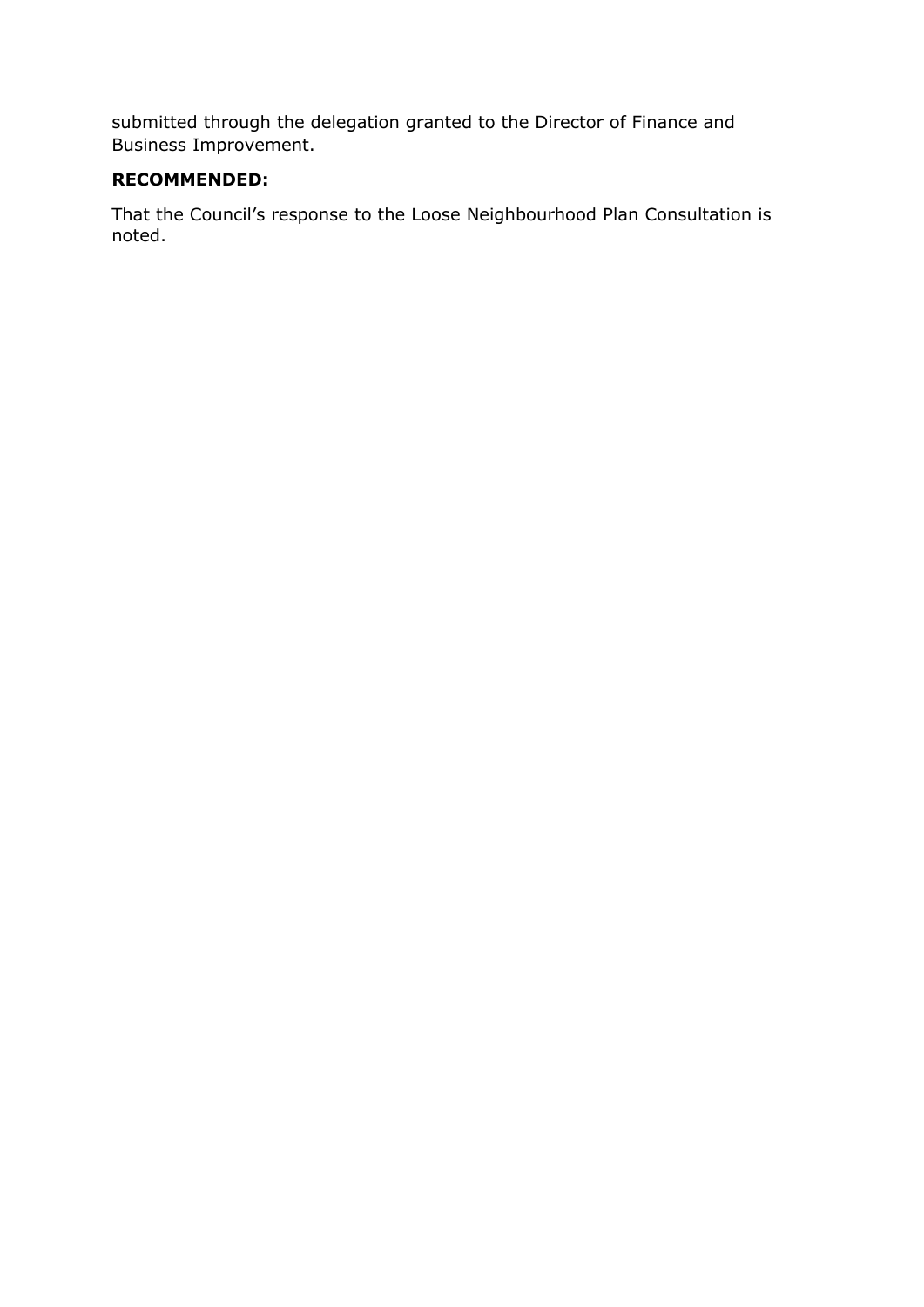submitted through the delegation granted to the Director of Finance and Business Improvement.

**RECOMMENDED:**

That the Council's response to the Loose Neighbourhood Plan Consultation is noted.